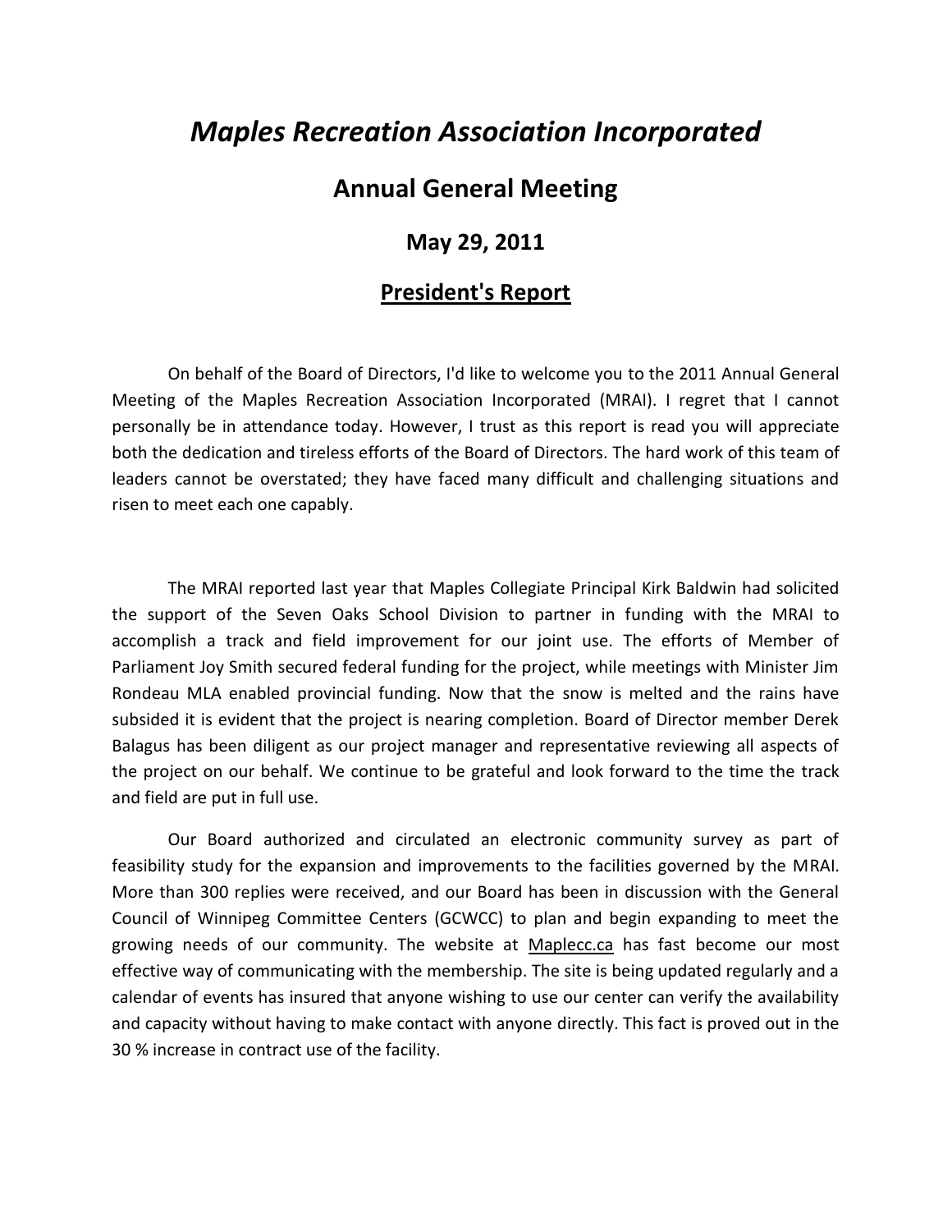# *Maples Recreation Association Incorporated*

## Annual General Meeting

### May 29, 2011

### <u>President's Report</u>

On behalf of the Board of Directors, I'd like to welcome you to the 2011 Annual General Meeting of the Maples Recreation Association Incorporated (MRAI). I regret that I cannot personally be in attendance today. However, I trust as this report is read you will appreciate both the dedication and tireless efforts of the Board of Directors. The hard work of this team of leaders cannot be overstated; they have faced many difficult and challenging situations and risen to meet each one capably.

The MRAI reported last year that Maples Collegiate Principal Kirk Baldwin had solicited the support of the Seven Oaks School Division to partner in funding with the MRAI to accomplish a track and field improvement for our joint use. The efforts of Member of Parliament Joy Smith secured federal funding for the project, while meetings with Minister Jim Rondeau MLA enabled provincial funding. Now that the snow is melted and the rains have subsided it is evident that the project is nearing completion. Board of Director member Derek Balagus has been diligent as our project manager and representative reviewing all aspects of the project on our behalf. We continue to be grateful and look forward to the time the track and field are put in full use.

Our Board authorized and circulated an electronic community survey as part of feasibility study for the expansion and improvements to the facilities governed by the MRAI. More than 300 replies were received, and our Board has been in discussion with the General Council of Winnipeg Committee Centers (GCWCC) to plan and begin expanding to meet the growing needs of our community. The website at <u>Maplecc.ca</u> has fast become our most effective way of communicating with the membership. The site is being updated regularly and a calendar of events has insured that anyone wishing to use our center can verify the availability and capacity without having to make contact with anyone directly. This fact is proved out in the 30 % increase in contract use of the facility.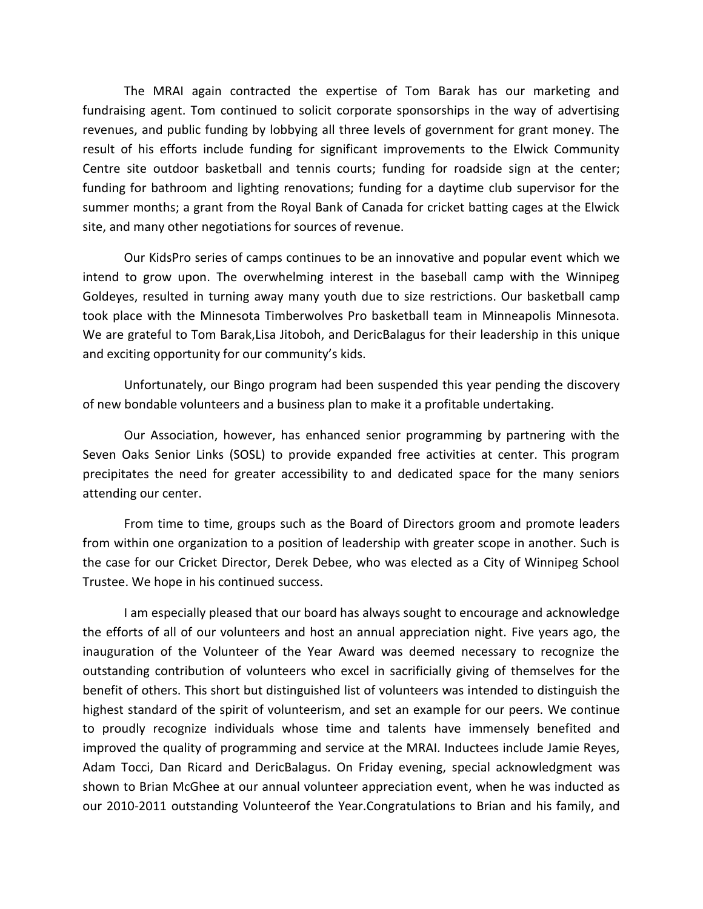The MRAI again contracted the expertise of Tom Barak has our marketing and fundraising agent. Tom continued to solicit corporate sponsorships in the way of advertising revenues, and public funding by lobbying all three levels of government for grant money. The result of his efforts include funding for significant improvements to the Elwick Community Centre site outdoor basketball and tennis courts; funding for roadside sign at the center; funding for bathroom and lighting renovations; funding for a daytime club supervisor for the summer months; a grant from the Royal Bank of Canada for cricket batting cages at the Elwick site, and many other negotiations for sources of revenue.

Our KidsPro series of camps continues to be an innovative and popular event which we intend to grow upon. The overwhelming interest in the baseball camp with the Winnipeg Goldeyes, resulted in turning away many youth due to size restrictions. Our basketball camp took place with the Minnesota Timberwolves Pro basketball team in Minneapolis Minnesota. We are grateful to Tom Barak,Lisa Jitoboh, and DericBalagus for their leadership in this unique and exciting opportunity for our community's kids.

Unfortunately, our Bingo program had been suspended this year pending the discovery of new bondable volunteers and a business plan to make it a profitable undertaking.

Our Association, however, has enhanced senior programming by partnering with the Seven Oaks Senior Links (SOSL) to provide expanded free activities at center. This program precipitates the need for greater accessibility to and dedicated space for the many seniors attending our center.

From time to time, groups such as the Board of Directors groom and promote leaders from within one organization to a position of leadership with greater scope in another. Such is the case for our Cricket Director, Derek Debee, who was elected as a City of Winnipeg School Trustee. We hope in his continued success.

I am especially pleased that our board has always sought to encourage and acknowledge the efforts of all of our volunteers and host an annual appreciation night. Five years ago, the inauguration of the Volunteer of the Year Award was deemed necessary to recognize the outstanding contribution of volunteers who excel in sacrificially giving of themselves for the benefit of others. This short but distinguished list of volunteers was intended to distinguish the highest standard of the spirit of volunteerism, and set an example for our peers. We continue to proudly recognize individuals whose time and talents have immensely benefited and improved the quality of programming and service at the MRAI. Inductees include Jamie Reyes, Adam Tocci, Dan Ricard and DericBalagus. On Friday evening, special acknowledgment was shown to Brian McGhee at our annual volunteer appreciation event, when he was inducted as our 2010-2011 outstanding Volunteerof the Year.Congratulations to Brian and his family, and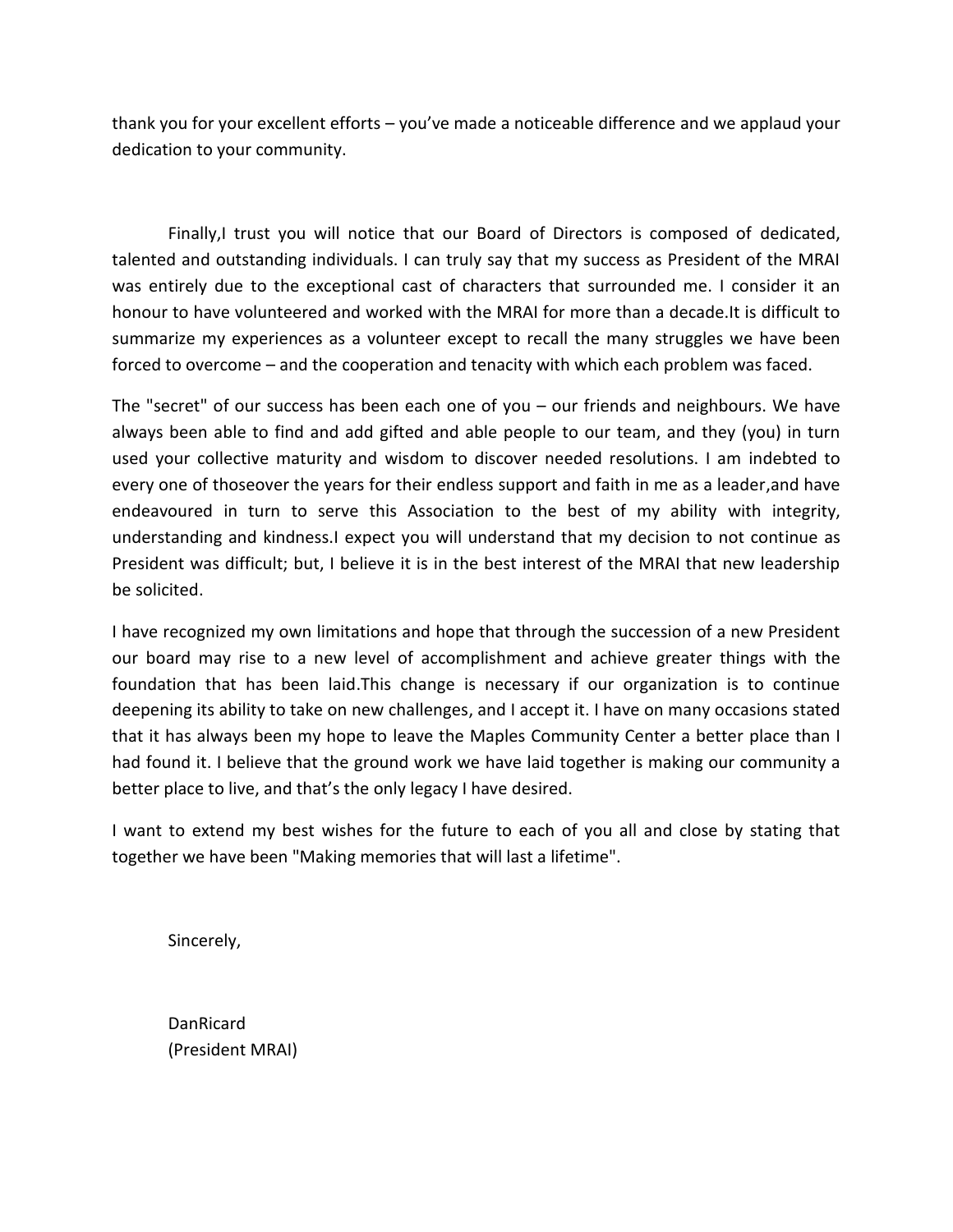thank you for your excellent efforts – you've made a noticeable difference and we applaud your dedication to your community.

Finally,I trust you will notice that our Board of Directors is composed of dedicated, talented and outstanding individuals. I can truly say that my success as President of the MRAI was entirely due to the exceptional cast of characters that surrounded me. I consider it an honour to have volunteered and worked with the MRAI for more than a decade.It is difficult to summarize my experiences as a volunteer except to recall the many struggles we have been forced to overcome – and the cooperation and tenacity with which each problem was faced.

The "secret" of our success has been each one of you – our friends and neighbours. We have always been able to find and add gifted and able people to our team, and they (you) in turn used your collective maturity and wisdom to discover needed resolutions. I am indebted to every one of thoseover the years for their endless support and faith in me as a leader,and have endeavoured in turn to serve this Association to the best of my ability with integrity, understanding and kindness.I expect you will understand that my decision to not continue as President was difficult; but, I believe it is in the best interest of the MRAI that new leadership be solicited.

I have recognized my own limitations and hope that through the succession of a new President our board may rise to a new level of accomplishment and achieve greater things with the foundation that has been laid.This change is necessary if our organization is to continue deepening its ability to take on new challenges, and I accept it. I have on many occasions stated that it has always been my hope to leave the Maples Community Center a better place than I had found it. I believe that the ground work we have laid together is making our community a better place to live, and that's the only legacy I have desired.

I want to extend my best wishes for the future to each of you all and close by stating that together we have been "Making memories that will last a lifetime".

Sincerely,

DanRicard
(President MRAI)